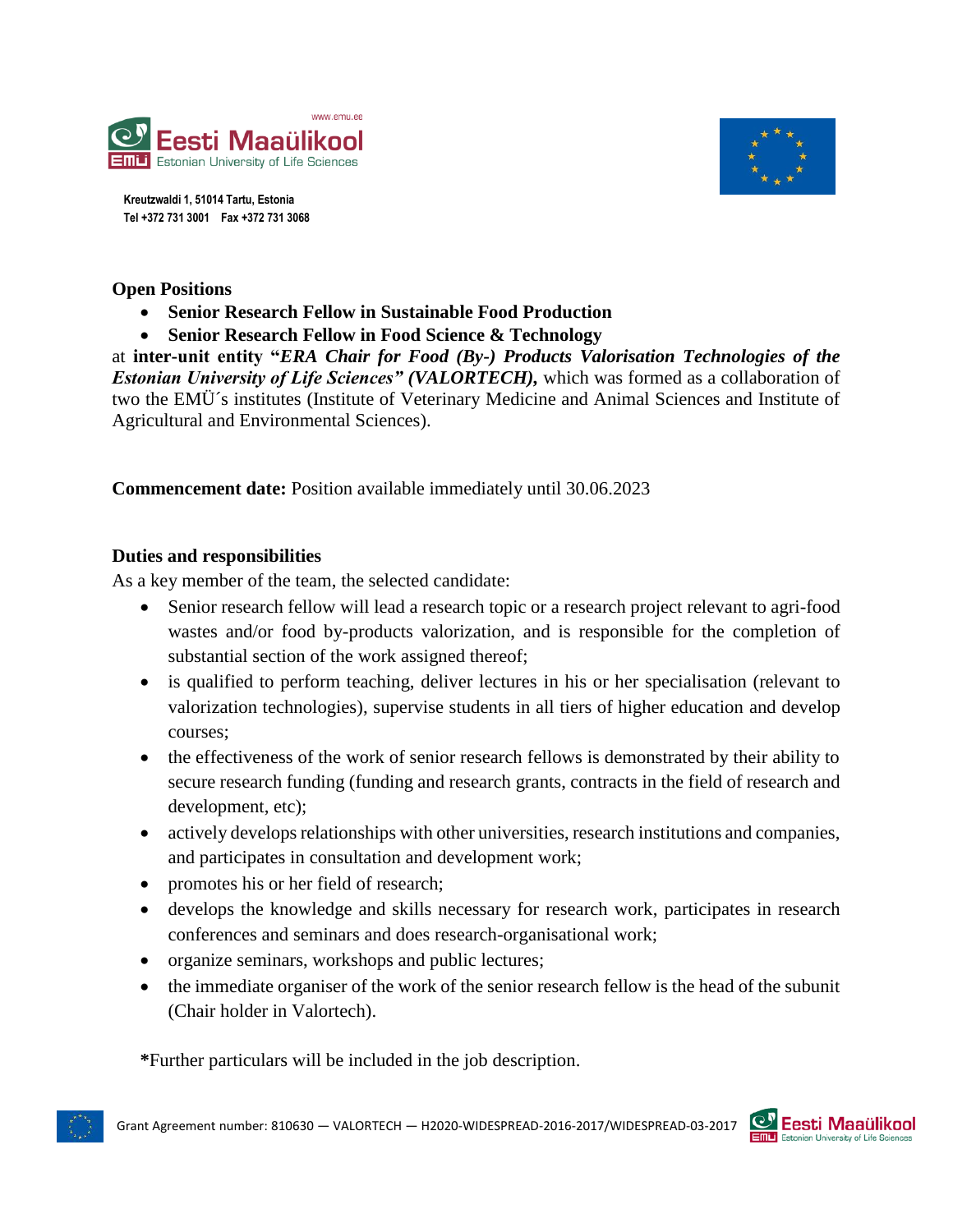Kreutzwaldi 1, 51014 Tartu, Estonia
Tel +372 731 3001    Fax +372 731 3068

**Open Positions**

- **Senior Research Fellow in Sustainable Food Production**
- **Senior Research Fellow in Food Science & Technology**

at **inter-unit entity "*ERA Chair for Food (By-) Products Valorisation Technologies of the Estonian University of Life Sciences" (VALORTECH),*** which was formed as a collaboration of two the EMÜ´s institutes (Institute of Veterinary Medicine and Animal Sciences and Institute of Agricultural and Environmental Sciences).

**Commencement date:** Position available immediately until 30.06.2023

**Duties and responsibilities**

As a key member of the team, the selected candidate:

- Senior research fellow will lead a research topic or a research project relevant to agri-food wastes and/or food by-products valorization, and is responsible for the completion of substantial section of the work assigned thereof;
- is qualified to perform teaching, deliver lectures in his or her specialisation (relevant to valorization technologies), supervise students in all tiers of higher education and develop courses;
- the effectiveness of the work of senior research fellows is demonstrated by their ability to secure research funding (funding and research grants, contracts in the field of research and development, etc);
- actively develops relationships with other universities, research institutions and companies, and participates in consultation and development work;
- promotes his or her field of research;
- develops the knowledge and skills necessary for research work, participates in research conferences and seminars and does research-organisational work;
- organize seminars, workshops and public lectures;
- the immediate organiser of the work of the senior research fellow is the head of the subunit (Chair holder in Valortech).

**\***Further particulars will be included in the job description.

Grant Agreement number: 810630 — VALORTECH — H2020-WIDESPREAD-2016-2017/WIDESPREAD-03-2017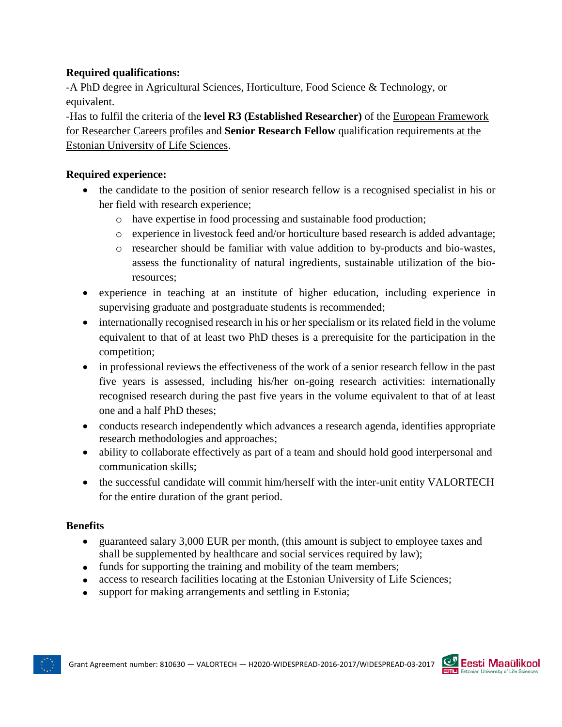**Required qualifications:**

-A PhD degree in Agricultural Sciences, Horticulture, Food Science & Technology, or equivalent.

-Has to fulfil the criteria of the **level R3 (Established Researcher)** of the European Framework for Researcher Careers profiles and **Senior Research Fellow** qualification requirements at the Estonian University of Life Sciences.

**Required experience:**

- the candidate to the position of senior research fellow is a recognised specialist in his or her field with research experience;
  - have expertise in food processing and sustainable food production;
  - experience in livestock feed and/or horticulture based research is added advantage;
  - researcher should be familiar with value addition to by-products and bio-wastes, assess the functionality of natural ingredients, sustainable utilization of the bio-resources;
- experience in teaching at an institute of higher education, including experience in supervising graduate and postgraduate students is recommended;
- internationally recognised research in his or her specialism or its related field in the volume equivalent to that of at least two PhD theses is a prerequisite for the participation in the competition;
- in professional reviews the effectiveness of the work of a senior research fellow in the past five years is assessed, including his/her on-going research activities: internationally recognised research during the past five years in the volume equivalent to that of at least one and a half PhD theses;
- conducts research independently which advances a research agenda, identifies appropriate research methodologies and approaches;
- ability to collaborate effectively as part of a team and should hold good interpersonal and communication skills;
- the successful candidate will commit him/herself with the inter-unit entity VALORTECH for the entire duration of the grant period.

**Benefits**

- guaranteed salary 3,000 EUR per month, (this amount is subject to employee taxes and shall be supplemented by healthcare and social services required by law);
- funds for supporting the training and mobility of the team members;
- access to research facilities locating at the Estonian University of Life Sciences;
- support for making arrangements and settling in Estonia;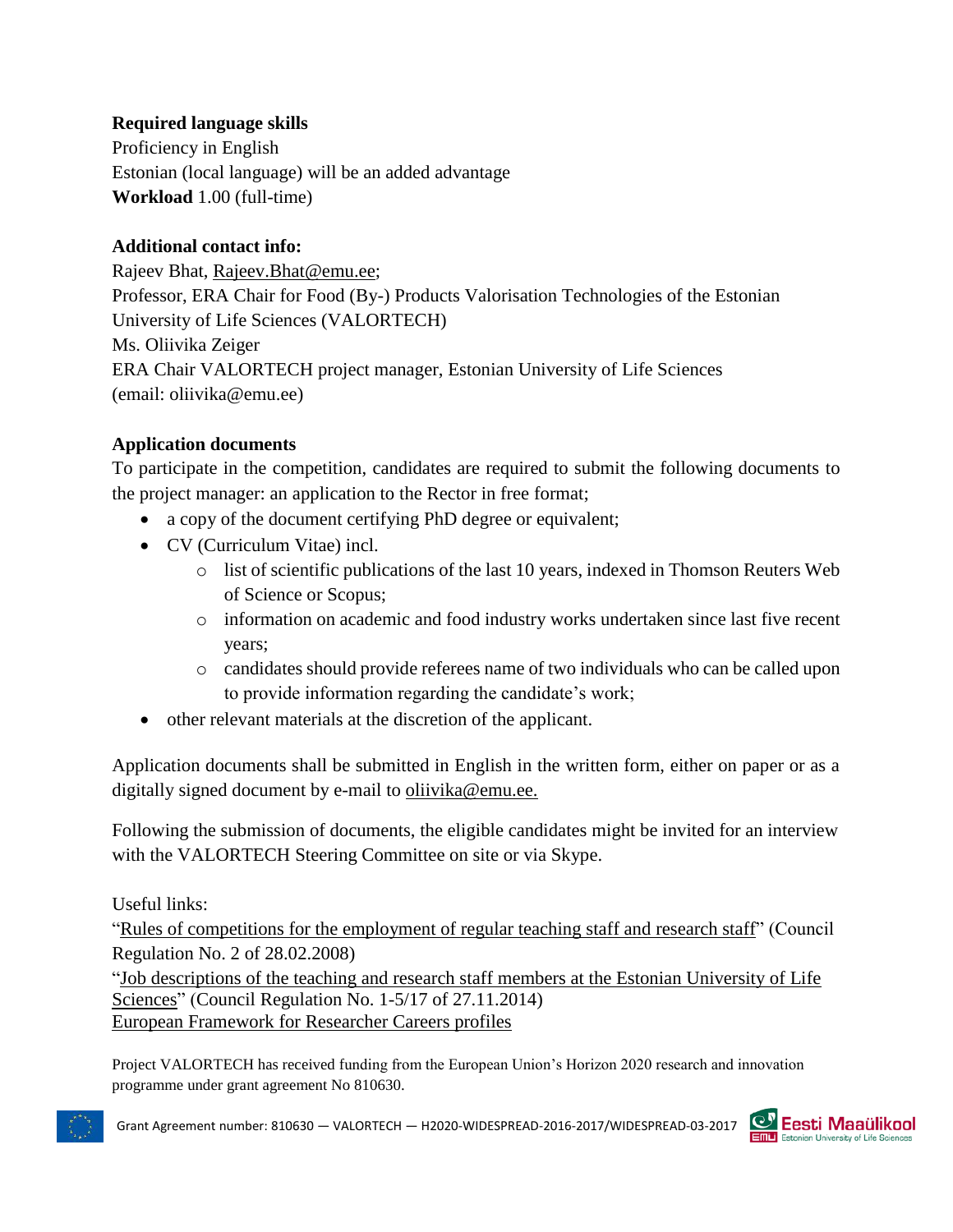**Required language skills**

Proficiency in English

Estonian (local language) will be an added advantage

**Workload** 1.00 (full-time)

**Additional contact info:**

Rajeev Bhat, Rajeev.Bhat@emu.ee;

Professor, ERA Chair for Food (By-) Products Valorisation Technologies of the Estonian University of Life Sciences (VALORTECH)

Ms. Oliivika Zeiger

ERA Chair VALORTECH project manager, Estonian University of Life Sciences

(email: oliivika@emu.ee)

**Application documents**

To participate in the competition, candidates are required to submit the following documents to the project manager: an application to the Rector in free format;

- a copy of the document certifying PhD degree or equivalent;
- CV (Curriculum Vitae) incl.
  - list of scientific publications of the last 10 years, indexed in Thomson Reuters Web of Science or Scopus;
  - information on academic and food industry works undertaken since last five recent years;
  - candidates should provide referees name of two individuals who can be called upon to provide information regarding the candidate's work;
- other relevant materials at the discretion of the applicant.

Application documents shall be submitted in English in the written form, either on paper or as a digitally signed document by e-mail to oliivika@emu.ee.

Following the submission of documents, the eligible candidates might be invited for an interview with the VALORTECH Steering Committee on site or via Skype.

Useful links:

"Rules of competitions for the employment of regular teaching staff and research staff" (Council Regulation No. 2 of 28.02.2008)

"Job descriptions of the teaching and research staff members at the Estonian University of Life Sciences" (Council Regulation No. 1-5/17 of 27.11.2014)

European Framework for Researcher Careers profiles

Project VALORTECH has received funding from the European Union's Horizon 2020 research and innovation programme under grant agreement No 810630.